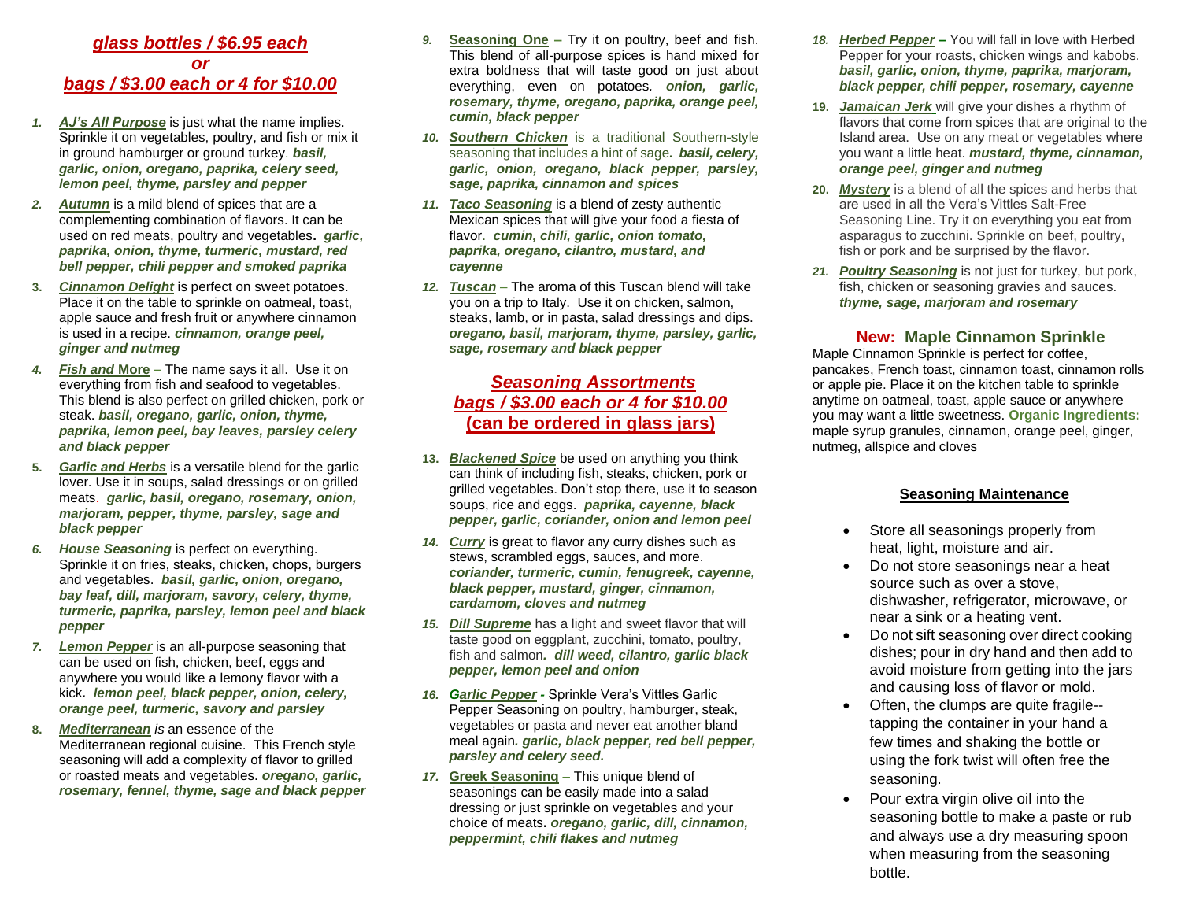## *glass bottles / $6.95 each*
## *or*
## *bags / $3.00 each or 4 for $10.00*

1. ***AJ's All Purpose*** is just what the name implies. Sprinkle it on vegetables, poultry, and fish or mix it in ground hamburger or ground turkey. ***basil, garlic, onion, oregano, paprika, celery seed, lemon peel, thyme, parsley and pepper***
2. ***Autumn*** is a mild blend of spices that are a complementing combination of flavors. It can be used on red meats, poultry and vegetables. ***garlic, paprika, onion, thyme, turmeric, mustard, red bell pepper, chili pepper and smoked paprika***
3. ***Cinnamon Delight*** is perfect on sweet potatoes. Place it on the table to sprinkle on oatmeal, toast, apple sauce and fresh fruit or anywhere cinnamon is used in a recipe. ***cinnamon, orange peel, ginger and nutmeg***
4. ***Fish and More*** – The name says it all. Use it on everything from fish and seafood to vegetables. This blend is also perfect on grilled chicken, pork or steak. ***basil, oregano, garlic, onion, thyme, paprika, lemon peel, bay leaves, parsley celery and black pepper***
5. ***Garlic and Herbs*** is a versatile blend for the garlic lover. Use it in soups, salad dressings or on grilled meats. ***garlic, basil, oregano, rosemary, onion, marjoram, pepper, thyme, parsley, sage and black pepper***
6. ***House Seasoning*** is perfect on everything. Sprinkle it on fries, steaks, chicken, chops, burgers and vegetables. ***basil, garlic, onion, oregano, bay leaf, dill, marjoram, savory, celery, thyme, turmeric, paprika, parsley, lemon peel and black pepper***
7. ***Lemon Pepper*** is an all-purpose seasoning that can be used on fish, chicken, beef, eggs and anywhere you would like a lemony flavor with a kick. ***lemon peel, black pepper, onion, celery, orange peel, turmeric, savory and parsley***
8. ***Mediterranean*** *is* an essence of the Mediterranean regional cuisine. This French style seasoning will add a complexity of flavor to grilled or roasted meats and vegetables. ***oregano, garlic, rosemary, fennel, thyme, sage and black pepper***
9. **Seasoning One** – Try it on poultry, beef and fish. This blend of all-purpose spices is hand mixed for extra boldness that will taste good on just about everything, even on potatoes. ***onion, garlic, rosemary, thyme, oregano, paprika, orange peel, cumin, black pepper***
10. ***Southern Chicken*** is a traditional Southern-style seasoning that includes a hint of sage. ***basil, celery, garlic, onion, oregano, black pepper, parsley, sage, paprika, cinnamon and spices***
11. ***Taco Seasoning*** is a blend of zesty authentic Mexican spices that will give your food a fiesta of flavor. ***cumin, chili, garlic, onion tomato, paprika, oregano, cilantro, mustard, and cayenne***
12. ***Tuscan*** – The aroma of this Tuscan blend will take you on a trip to Italy. Use it on chicken, salmon, steaks, lamb, or in pasta, salad dressings and dips. ***oregano, basil, marjoram, thyme, parsley, garlic, sage, rosemary and black pepper***

## *Seasoning Assortments*
## *bags / $3.00 each or 4 for $10.00*
## **(can be ordered in glass jars)**

13. ***Blackened Spice*** be used on anything you think can think of including fish, steaks, chicken, pork or grilled vegetables. Don't stop there, use it to season soups, rice and eggs. ***paprika, cayenne, black pepper, garlic, coriander, onion and lemon peel***
14. ***Curry*** is great to flavor any curry dishes such as stews, scrambled eggs, sauces, and more. ***coriander, turmeric, cumin, fenugreek, cayenne, black pepper, mustard, ginger, cinnamon, cardamom, cloves and nutmeg***
15. ***Dill Supreme*** has a light and sweet flavor that will taste good on eggplant, zucchini, tomato, poultry, fish and salmon. ***dill weed, cilantro, garlic black pepper, lemon peel and onion***
16. ***Garlic Pepper*** - Sprinkle Vera's Vittles Garlic Pepper Seasoning on poultry, hamburger, steak, vegetables or pasta and never eat another bland meal again. ***garlic, black pepper, red bell pepper, parsley and celery seed.***
17. **Greek Seasoning** – This unique blend of seasonings can be easily made into a salad dressing or just sprinkle on vegetables and your choice of meats. ***oregano, garlic, dill, cinnamon, peppermint, chili flakes and nutmeg***
18. ***Herbed Pepper*** – You will fall in love with Herbed Pepper for your roasts, chicken wings and kabobs. ***basil, garlic, onion, thyme, paprika, marjoram, black pepper, chili pepper, rosemary, cayenne***
19. ***Jamaican Jerk*** will give your dishes a rhythm of flavors that come from spices that are original to the Island area. Use on any meat or vegetables where you want a little heat. ***mustard, thyme, cinnamon, orange peel, ginger and nutmeg***
20. ***Mystery*** is a blend of all the spices and herbs that are used in all the Vera's Vittles Salt-Free Seasoning Line. Try it on everything you eat from asparagus to zucchini. Sprinkle on beef, poultry, fish or pork and be surprised by the flavor.
21. ***Poultry Seasoning*** is not just for turkey, but pork, fish, chicken or seasoning gravies and sauces. ***thyme, sage, marjoram and rosemary***

## **New: Maple Cinnamon Sprinkle**

Maple Cinnamon Sprinkle is perfect for coffee, pancakes, French toast, cinnamon toast, cinnamon rolls or apple pie. Place it on the kitchen table to sprinkle anytime on oatmeal, toast, apple sauce or anywhere you may want a little sweetness. **Organic Ingredients:** maple syrup granules, cinnamon, orange peel, ginger, nutmeg, allspice and cloves

## **Seasoning Maintenance**

- Store all seasonings properly from heat, light, moisture and air.
- Do not store seasonings near a heat source such as over a stove, dishwasher, refrigerator, microwave, or near a sink or a heating vent.
- Do not sift seasoning over direct cooking dishes; pour in dry hand and then add to avoid moisture from getting into the jars and causing loss of flavor or mold.
- Often, the clumps are quite fragile--tapping the container in your hand a few times and shaking the bottle or using the fork twist will often free the seasoning.
- Pour extra virgin olive oil into the seasoning bottle to make a paste or rub and always use a dry measuring spoon when measuring from the seasoning bottle.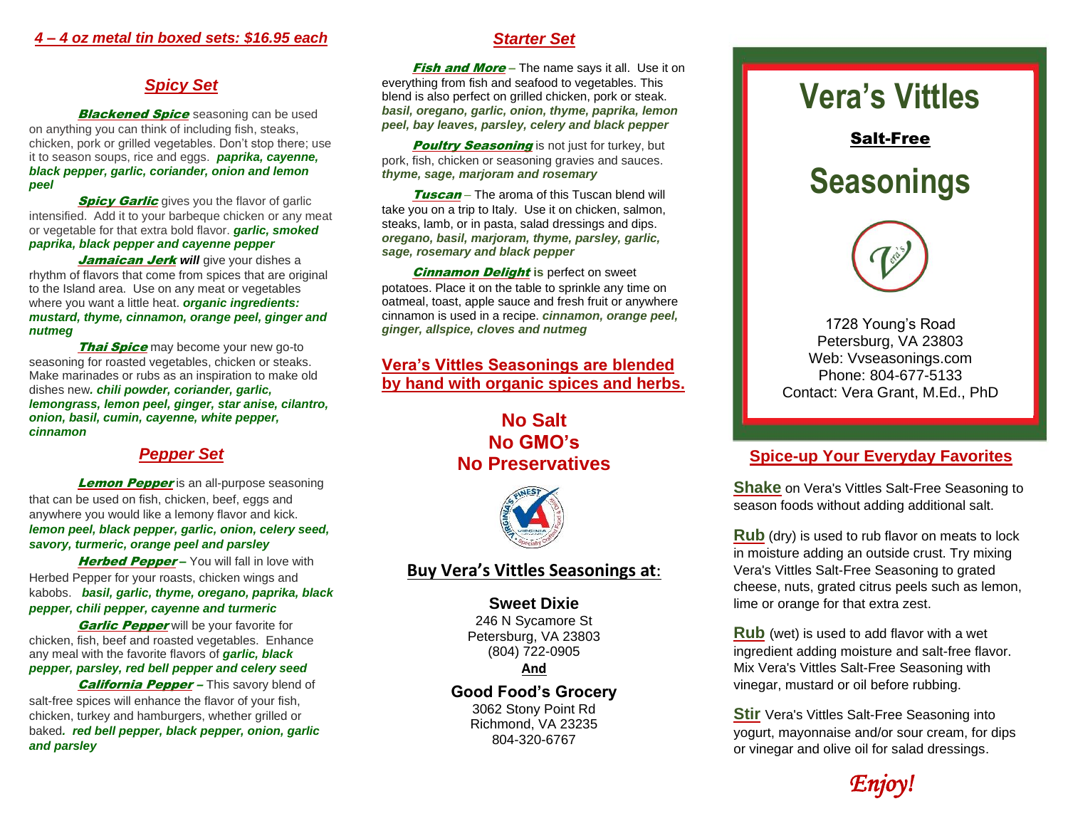***4 – 4 oz metal tin boxed sets: $16.95 each***

## *Spicy Set*

***Blackened Spice*** seasoning can be used on anything you can think of including fish, steaks, chicken, pork or grilled vegetables. Don't stop there; use it to season soups, rice and eggs. ***paprika, cayenne, black pepper, garlic, coriander, onion and lemon peel***

***Spicy Garlic*** gives you the flavor of garlic intensified. Add it to your barbeque chicken or any meat or vegetable for that extra bold flavor. ***garlic, smoked paprika, black pepper and cayenne pepper***

***Jamaican Jerk*** ***will*** give your dishes a rhythm of flavors that come from spices that are original to the Island area. Use on any meat or vegetables where you want a little heat. ***organic ingredients: mustard, thyme, cinnamon, orange peel, ginger and nutmeg***

***Thai Spice*** may become your new go-to seasoning for roasted vegetables, chicken or steaks. Make marinades or rubs as an inspiration to make old dishes new. ***chili powder, coriander, garlic, lemongrass, lemon peel, ginger, star anise, cilantro, onion, basil, cumin, cayenne, white pepper, cinnamon***

## *Pepper Set*

***Lemon Pepper*** is an all-purpose seasoning that can be used on fish, chicken, beef, eggs and anywhere you would like a lemony flavor and kick. ***lemon peel, black pepper, garlic, onion, celery seed, savory, turmeric, orange peel and parsley***

***Herbed Pepper*** – You will fall in love with Herbed Pepper for your roasts, chicken wings and kabobs. ***basil, garlic, thyme, oregano, paprika, black pepper, chili pepper, cayenne and turmeric***

***Garlic Pepper*** will be your favorite for chicken, fish, beef and roasted vegetables. Enhance any meal with the favorite flavors of ***garlic, black pepper, parsley, red bell pepper and celery seed***

***California Pepper*** – This savory blend of salt-free spices will enhance the flavor of your fish, chicken, turkey and hamburgers, whether grilled or baked. ***red bell pepper, black pepper, onion, garlic and parsley***

## *Starter Set*

***Fish and More*** – The name says it all. Use it on everything from fish and seafood to vegetables. This blend is also perfect on grilled chicken, pork or steak. ***basil, oregano, garlic, onion, thyme, paprika, lemon peel, bay leaves, parsley, celery and black pepper***

***Poultry Seasoning*** is not just for turkey, but pork, fish, chicken or seasoning gravies and sauces. ***thyme, sage, marjoram and rosemary***

***Tuscan*** – The aroma of this Tuscan blend will take you on a trip to Italy. Use it on chicken, salmon, steaks, lamb, or in pasta, salad dressings and dips. ***oregano, basil, marjoram, thyme, parsley, garlic, sage, rosemary and black pepper***

***Cinnamon Delight*** **is** perfect on sweet potatoes. Place it on the table to sprinkle any time on oatmeal, toast, apple sauce and fresh fruit or anywhere cinnamon is used in a recipe. ***cinnamon, orange peel, ginger, allspice, cloves and nutmeg***

**Vera's Vittles Seasonings are blended by hand with organic spices and herbs.**

**No Salt**
**No GMO's**
**No Preservatives**

## Buy Vera's Vittles Seasonings at:

**Sweet Dixie**
246 N Sycamore St
Petersburg, VA 23803
(804) 722-0905

**And**

**Good Food's Grocery**
3062 Stony Point Rd
Richmond, VA 23235
804-320-6767

# Vera's Vittles

**Salt-Free**

# Seasonings

1728 Young's Road
Petersburg, VA 23803
Web: Vvseasonings.com
Phone: 804-677-5133
Contact: Vera Grant, M.Ed., PhD

## Spice-up Your Everyday Favorites

**Shake** on Vera's Vittles Salt-Free Seasoning to season foods without adding additional salt.

**Rub** (dry) is used to rub flavor on meats to lock in moisture adding an outside crust. Try mixing Vera's Vittles Salt-Free Seasoning to grated cheese, nuts, grated citrus peels such as lemon, lime or orange for that extra zest.

**Rub** (wet) is used to add flavor with a wet ingredient adding moisture and salt-free flavor. Mix Vera's Vittles Salt-Free Seasoning with vinegar, mustard or oil before rubbing.

**Stir** Vera's Vittles Salt-Free Seasoning into yogurt, mayonnaise and/or sour cream, for dips or vinegar and olive oil for salad dressings.

*Enjoy!*